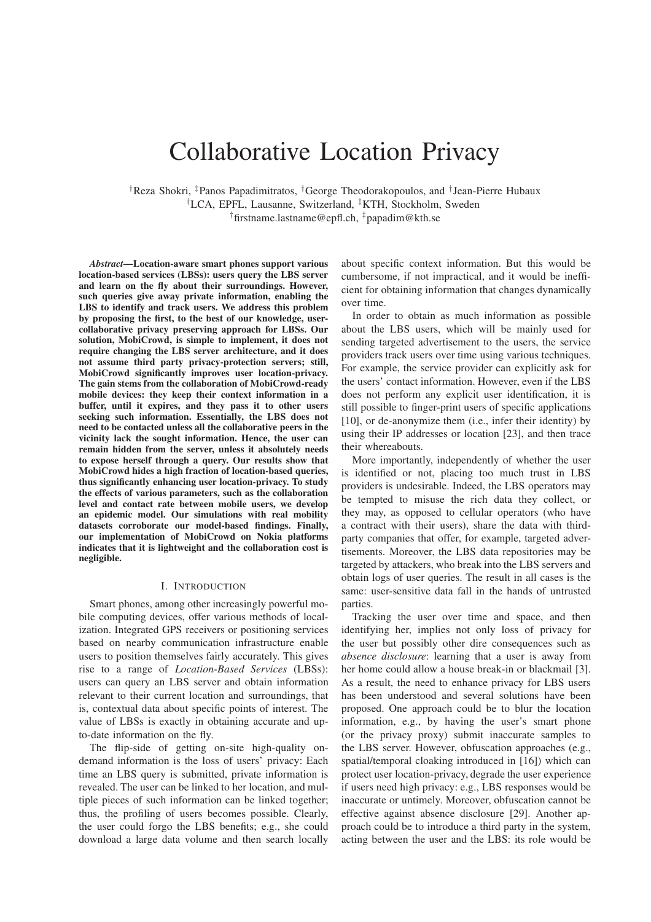# Collaborative Location Privacy

[†]Reza Shokri, [‡]Panos Papadimitratos, [†]George Theodorakopoulos, and [†]Jean-Pierre Hubaux
[†]LCA, EPFL, Lausanne, Switzerland, [‡]KTH, Stockholm, Sweden
[†]firstname.lastname@epfl.ch, [‡]papadim@kth.se

***Abstract*—Location-aware smart phones support various location-based services (LBSs): users query the LBS server and learn on the fly about their surroundings. However, such queries give away private information, enabling the LBS to identify and track users. We address this problem by proposing the first, to the best of our knowledge, user-collaborative privacy preserving approach for LBSs. Our solution, MobiCrowd, is simple to implement, it does not require changing the LBS server architecture, and it does not assume third party privacy-protection servers; still, MobiCrowd significantly improves user location-privacy. The gain stems from the collaboration of MobiCrowd-ready mobile devices: they keep their context information in a buffer, until it expires, and they pass it to other users seeking such information. Essentially, the LBS does not need to be contacted unless all the collaborative peers in the vicinity lack the sought information. Hence, the user can remain hidden from the server, unless it absolutely needs to expose herself through a query. Our results show that MobiCrowd hides a high fraction of location-based queries, thus significantly enhancing user location-privacy. To study the effects of various parameters, such as the collaboration level and contact rate between mobile users, we develop an epidemic model. Our simulations with real mobility datasets corroborate our model-based findings. Finally, our implementation of MobiCrowd on Nokia platforms indicates that it is lightweight and the collaboration cost is negligible.**

## I. Introduction

Smart phones, among other increasingly powerful mobile computing devices, offer various methods of localization. Integrated GPS receivers or positioning services based on nearby communication infrastructure enable users to position themselves fairly accurately. This gives rise to a range of *Location-Based Services* (LBSs): users can query an LBS server and obtain information relevant to their current location and surroundings, that is, contextual data about specific points of interest. The value of LBSs is exactly in obtaining accurate and up-to-date information on the fly.

The flip-side of getting on-site high-quality on-demand information is the loss of users' privacy: Each time an LBS query is submitted, private information is revealed. The user can be linked to her location, and multiple pieces of such information can be linked together; thus, the profiling of users becomes possible. Clearly, the user could forgo the LBS benefits; e.g., she could download a large data volume and then search locally about specific context information. But this would be cumbersome, if not impractical, and it would be inefficient for obtaining information that changes dynamically over time.

In order to obtain as much information as possible about the LBS users, which will be mainly used for sending targeted advertisement to the users, the service providers track users over time using various techniques. For example, the service provider can explicitly ask for the users' contact information. However, even if the LBS does not perform any explicit user identification, it is still possible to finger-print users of specific applications [10], or de-anonymize them (i.e., infer their identity) by using their IP addresses or location [23], and then trace their whereabouts.

More importantly, independently of whether the user is identified or not, placing too much trust in LBS providers is undesirable. Indeed, the LBS operators may be tempted to misuse the rich data they collect, or they may, as opposed to cellular operators (who have a contract with their users), share the data with third-party companies that offer, for example, targeted advertisements. Moreover, the LBS data repositories may be targeted by attackers, who break into the LBS servers and obtain logs of user queries. The result in all cases is the same: user-sensitive data fall in the hands of untrusted parties.

Tracking the user over time and space, and then identifying her, implies not only loss of privacy for the user but possibly other dire consequences such as *absence disclosure*: learning that a user is away from her home could allow a house break-in or blackmail [3]. As a result, the need to enhance privacy for LBS users has been understood and several solutions have been proposed. One approach could be to blur the location information, e.g., by having the user's smart phone (or the privacy proxy) submit inaccurate samples to the LBS server. However, obfuscation approaches (e.g., spatial/temporal cloaking introduced in [16]) which can protect user location-privacy, degrade the user experience if users need high privacy: e.g., LBS responses would be inaccurate or untimely. Moreover, obfuscation cannot be effective against absence disclosure [29]. Another approach could be to introduce a third party in the system, acting between the user and the LBS: its role would be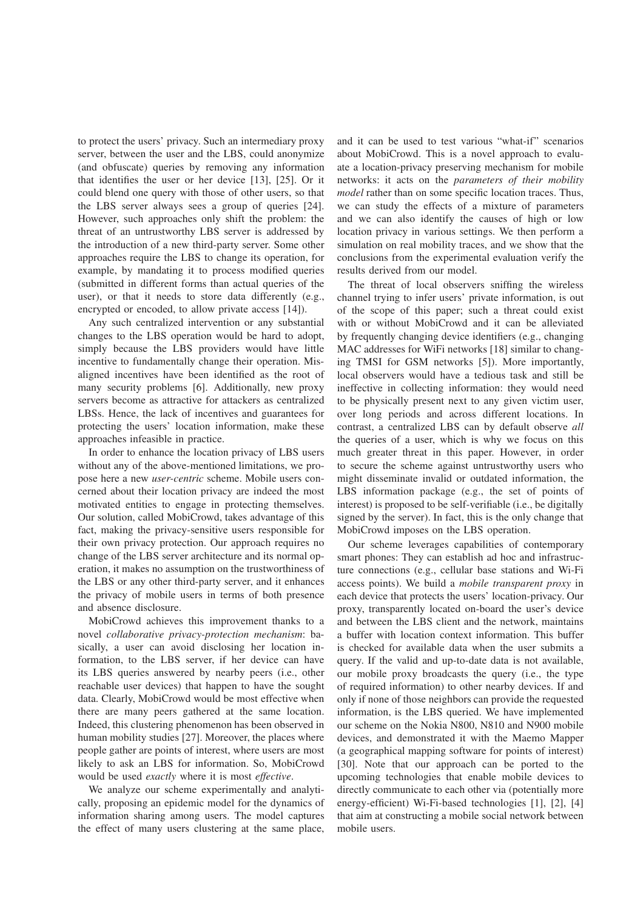to protect the users' privacy. Such an intermediary proxy server, between the user and the LBS, could anonymize (and obfuscate) queries by removing any information that identifies the user or her device [13], [25]. Or it could blend one query with those of other users, so that the LBS server always sees a group of queries [24]. However, such approaches only shift the problem: the threat of an untrustworthy LBS server is addressed by the introduction of a new third-party server. Some other approaches require the LBS to change its operation, for example, by mandating it to process modified queries (submitted in different forms than actual queries of the user), or that it needs to store data differently (e.g., encrypted or encoded, to allow private access [14]).

Any such centralized intervention or any substantial changes to the LBS operation would be hard to adopt, simply because the LBS providers would have little incentive to fundamentally change their operation. Misaligned incentives have been identified as the root of many security problems [6]. Additionally, new proxy servers become as attractive for attackers as centralized LBSs. Hence, the lack of incentives and guarantees for protecting the users' location information, make these approaches infeasible in practice.

In order to enhance the location privacy of LBS users without any of the above-mentioned limitations, we propose here a new *user-centric* scheme. Mobile users concerned about their location privacy are indeed the most motivated entities to engage in protecting themselves. Our solution, called MobiCrowd, takes advantage of this fact, making the privacy-sensitive users responsible for their own privacy protection. Our approach requires no change of the LBS server architecture and its normal operation, it makes no assumption on the trustworthiness of the LBS or any other third-party server, and it enhances the privacy of mobile users in terms of both presence and absence disclosure.

MobiCrowd achieves this improvement thanks to a novel *collaborative privacy-protection mechanism*: basically, a user can avoid disclosing her location information, to the LBS server, if her device can have its LBS queries answered by nearby peers (i.e., other reachable user devices) that happen to have the sought data. Clearly, MobiCrowd would be most effective when there are many peers gathered at the same location. Indeed, this clustering phenomenon has been observed in human mobility studies [27]. Moreover, the places where people gather are points of interest, where users are most likely to ask an LBS for information. So, MobiCrowd would be used *exactly* where it is most *effective*.

We analyze our scheme experimentally and analytically, proposing an epidemic model for the dynamics of information sharing among users. The model captures the effect of many users clustering at the same place, and it can be used to test various "what-if" scenarios about MobiCrowd. This is a novel approach to evaluate a location-privacy preserving mechanism for mobile networks: it acts on the *parameters of their mobility model* rather than on some specific location traces. Thus, we can study the effects of a mixture of parameters and we can also identify the causes of high or low location privacy in various settings. We then perform a simulation on real mobility traces, and we show that the conclusions from the experimental evaluation verify the results derived from our model.

The threat of local observers sniffing the wireless channel trying to infer users' private information, is out of the scope of this paper; such a threat could exist with or without MobiCrowd and it can be alleviated by frequently changing device identifiers (e.g., changing MAC addresses for WiFi networks [18] similar to changing TMSI for GSM networks [5]). More importantly, local observers would have a tedious task and still be ineffective in collecting information: they would need to be physically present next to any given victim user, over long periods and across different locations. In contrast, a centralized LBS can by default observe *all* the queries of a user, which is why we focus on this much greater threat in this paper. However, in order to secure the scheme against untrustworthy users who might disseminate invalid or outdated information, the LBS information package (e.g., the set of points of interest) is proposed to be self-verifiable (i.e., be digitally signed by the server). In fact, this is the only change that MobiCrowd imposes on the LBS operation.

Our scheme leverages capabilities of contemporary smart phones: They can establish ad hoc and infrastructure connections (e.g., cellular base stations and Wi-Fi access points). We build a *mobile transparent proxy* in each device that protects the users' location-privacy. Our proxy, transparently located on-board the user's device and between the LBS client and the network, maintains a buffer with location context information. This buffer is checked for available data when the user submits a query. If the valid and up-to-date data is not available, our mobile proxy broadcasts the query (i.e., the type of required information) to other nearby devices. If and only if none of those neighbors can provide the requested information, is the LBS queried. We have implemented our scheme on the Nokia N800, N810 and N900 mobile devices, and demonstrated it with the Maemo Mapper (a geographical mapping software for points of interest) [30]. Note that our approach can be ported to the upcoming technologies that enable mobile devices to directly communicate to each other via (potentially more energy-efficient) Wi-Fi-based technologies [1], [2], [4] that aim at constructing a mobile social network between mobile users.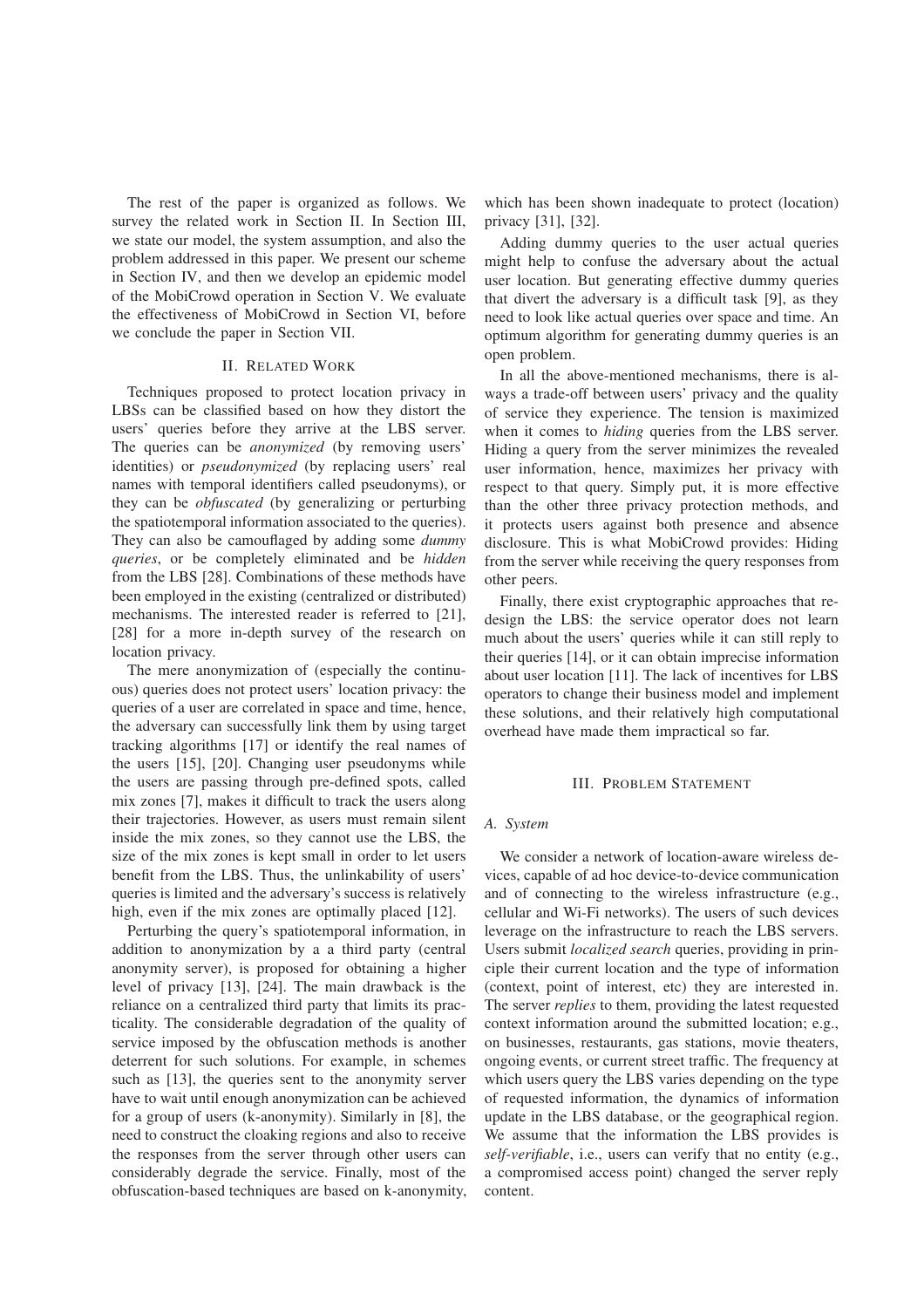The rest of the paper is organized as follows. We survey the related work in Section II. In Section III, we state our model, the system assumption, and also the problem addressed in this paper. We present our scheme in Section IV, and then we develop an epidemic model of the MobiCrowd operation in Section V. We evaluate the effectiveness of MobiCrowd in Section VI, before we conclude the paper in Section VII.

## II. Related Work

Techniques proposed to protect location privacy in LBSs can be classified based on how they distort the users' queries before they arrive at the LBS server. The queries can be *anonymized* (by removing users' identities) or *pseudonymized* (by replacing users' real names with temporal identifiers called pseudonyms), or they can be *obfuscated* (by generalizing or perturbing the spatiotemporal information associated to the queries). They can also be camouflaged by adding some *dummy queries*, or be completely eliminated and be *hidden* from the LBS [28]. Combinations of these methods have been employed in the existing (centralized or distributed) mechanisms. The interested reader is referred to [21], [28] for a more in-depth survey of the research on location privacy.

The mere anonymization of (especially the continuous) queries does not protect users' location privacy: the queries of a user are correlated in space and time, hence, the adversary can successfully link them by using target tracking algorithms [17] or identify the real names of the users [15], [20]. Changing user pseudonyms while the users are passing through pre-defined spots, called mix zones [7], makes it difficult to track the users along their trajectories. However, as users must remain silent inside the mix zones, so they cannot use the LBS, the size of the mix zones is kept small in order to let users benefit from the LBS. Thus, the unlinkability of users' queries is limited and the adversary's success is relatively high, even if the mix zones are optimally placed [12].

Perturbing the query's spatiotemporal information, in addition to anonymization by a a third party (central anonymity server), is proposed for obtaining a higher level of privacy [13], [24]. The main drawback is the reliance on a centralized third party that limits its practicality. The considerable degradation of the quality of service imposed by the obfuscation methods is another deterrent for such solutions. For example, in schemes such as [13], the queries sent to the anonymity server have to wait until enough anonymization can be achieved for a group of users (k-anonymity). Similarly in [8], the need to construct the cloaking regions and also to receive the responses from the server through other users can considerably degrade the service. Finally, most of the obfuscation-based techniques are based on k-anonymity, which has been shown inadequate to protect (location) privacy [31], [32].

Adding dummy queries to the user actual queries might help to confuse the adversary about the actual user location. But generating effective dummy queries that divert the adversary is a difficult task [9], as they need to look like actual queries over space and time. An optimum algorithm for generating dummy queries is an open problem.

In all the above-mentioned mechanisms, there is always a trade-off between users' privacy and the quality of service they experience. The tension is maximized when it comes to *hiding* queries from the LBS server. Hiding a query from the server minimizes the revealed user information, hence, maximizes her privacy with respect to that query. Simply put, it is more effective than the other three privacy protection methods, and it protects users against both presence and absence disclosure. This is what MobiCrowd provides: Hiding from the server while receiving the query responses from other peers.

Finally, there exist cryptographic approaches that redesign the LBS: the service operator does not learn much about the users' queries while it can still reply to their queries [14], or it can obtain imprecise information about user location [11]. The lack of incentives for LBS operators to change their business model and implement these solutions, and their relatively high computational overhead have made them impractical so far.

## III. Problem Statement

### A. System

We consider a network of location-aware wireless devices, capable of ad hoc device-to-device communication and of connecting to the wireless infrastructure (e.g., cellular and Wi-Fi networks). The users of such devices leverage on the infrastructure to reach the LBS servers. Users submit *localized search* queries, providing in principle their current location and the type of information (context, point of interest, etc) they are interested in. The server *replies* to them, providing the latest requested context information around the submitted location; e.g., on businesses, restaurants, gas stations, movie theaters, ongoing events, or current street traffic. The frequency at which users query the LBS varies depending on the type of requested information, the dynamics of information update in the LBS database, or the geographical region. We assume that the information the LBS provides is *self-verifiable*, i.e., users can verify that no entity (e.g., a compromised access point) changed the server reply content.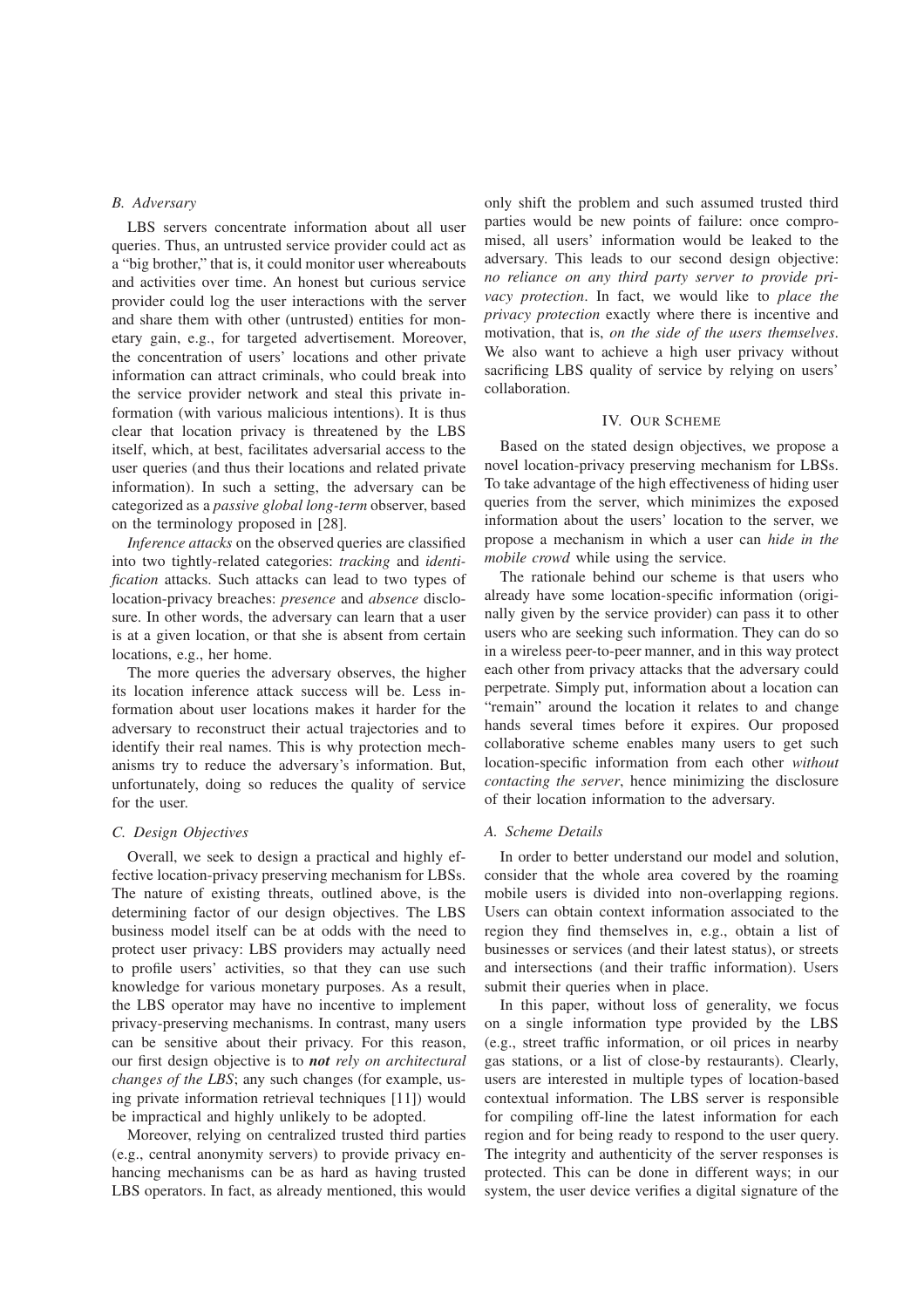### B. Adversary

LBS servers concentrate information about all user queries. Thus, an untrusted service provider could act as a "big brother," that is, it could monitor user whereabouts and activities over time. An honest but curious service provider could log the user interactions with the server and share them with other (untrusted) entities for monetary gain, e.g., for targeted advertisement. Moreover, the concentration of users' locations and other private information can attract criminals, who could break into the service provider network and steal this private information (with various malicious intentions). It is thus clear that location privacy is threatened by the LBS itself, which, at best, facilitates adversarial access to the user queries (and thus their locations and related private information). In such a setting, the adversary can be categorized as a *passive global long-term* observer, based on the terminology proposed in [28].

*Inference attacks* on the observed queries are classified into two tightly-related categories: *tracking* and *identification* attacks. Such attacks can lead to two types of location-privacy breaches: *presence* and *absence* disclosure. In other words, the adversary can learn that a user is at a given location, or that she is absent from certain locations, e.g., her home.

The more queries the adversary observes, the higher its location inference attack success will be. Less information about user locations makes it harder for the adversary to reconstruct their actual trajectories and to identify their real names. This is why protection mechanisms try to reduce the adversary's information. But, unfortunately, doing so reduces the quality of service for the user.

### C. Design Objectives

Overall, we seek to design a practical and highly effective location-privacy preserving mechanism for LBSs. The nature of existing threats, outlined above, is the determining factor of our design objectives. The LBS business model itself can be at odds with the need to protect user privacy: LBS providers may actually need to profile users' activities, so that they can use such knowledge for various monetary purposes. As a result, the LBS operator may have no incentive to implement privacy-preserving mechanisms. In contrast, many users can be sensitive about their privacy. For this reason, our first design objective is to ***not*** *rely on architectural changes of the LBS*; any such changes (for example, using private information retrieval techniques [11]) would be impractical and highly unlikely to be adopted.

Moreover, relying on centralized trusted third parties (e.g., central anonymity servers) to provide privacy enhancing mechanisms can be as hard as having trusted LBS operators. In fact, as already mentioned, this would only shift the problem and such assumed trusted third parties would be new points of failure: once compromised, all users' information would be leaked to the adversary. This leads to our second design objective: *no reliance on any third party server to provide privacy protection*. In fact, we would like to *place the privacy protection* exactly where there is incentive and motivation, that is, *on the side of the users themselves*. We also want to achieve a high user privacy without sacrificing LBS quality of service by relying on users' collaboration.

## IV. Our Scheme

Based on the stated design objectives, we propose a novel location-privacy preserving mechanism for LBSs. To take advantage of the high effectiveness of hiding user queries from the server, which minimizes the exposed information about the users' location to the server, we propose a mechanism in which a user can *hide in the mobile crowd* while using the service.

The rationale behind our scheme is that users who already have some location-specific information (originally given by the service provider) can pass it to other users who are seeking such information. They can do so in a wireless peer-to-peer manner, and in this way protect each other from privacy attacks that the adversary could perpetrate. Simply put, information about a location can "remain" around the location it relates to and change hands several times before it expires. Our proposed collaborative scheme enables many users to get such location-specific information from each other *without contacting the server*, hence minimizing the disclosure of their location information to the adversary.

### A. Scheme Details

In order to better understand our model and solution, consider that the whole area covered by the roaming mobile users is divided into non-overlapping regions. Users can obtain context information associated to the region they find themselves in, e.g., obtain a list of businesses or services (and their latest status), or streets and intersections (and their traffic information). Users submit their queries when in place.

In this paper, without loss of generality, we focus on a single information type provided by the LBS (e.g., street traffic information, or oil prices in nearby gas stations, or a list of close-by restaurants). Clearly, users are interested in multiple types of location-based contextual information. The LBS server is responsible for compiling off-line the latest information for each region and for being ready to respond to the user query. The integrity and authenticity of the server responses is protected. This can be done in different ways; in our system, the user device verifies a digital signature of the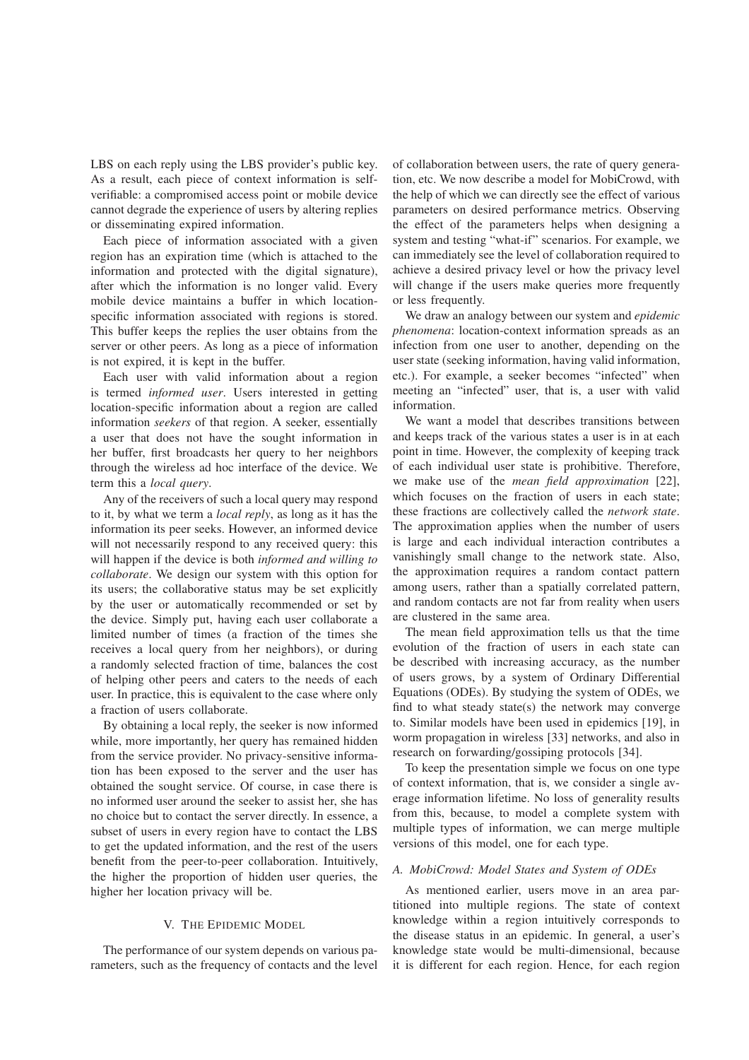LBS on each reply using the LBS provider's public key. As a result, each piece of context information is self-verifiable: a compromised access point or mobile device cannot degrade the experience of users by altering replies or disseminating expired information.

Each piece of information associated with a given region has an expiration time (which is attached to the information and protected with the digital signature), after which the information is no longer valid. Every mobile device maintains a buffer in which location-specific information associated with regions is stored. This buffer keeps the replies the user obtains from the server or other peers. As long as a piece of information is not expired, it is kept in the buffer.

Each user with valid information about a region is termed *informed user*. Users interested in getting location-specific information about a region are called information *seekers* of that region. A seeker, essentially a user that does not have the sought information in her buffer, first broadcasts her query to her neighbors through the wireless ad hoc interface of the device. We term this a *local query*.

Any of the receivers of such a local query may respond to it, by what we term a *local reply*, as long as it has the information its peer seeks. However, an informed device will not necessarily respond to any received query: this will happen if the device is both *informed and willing to collaborate*. We design our system with this option for its users; the collaborative status may be set explicitly by the user or automatically recommended or set by the device. Simply put, having each user collaborate a limited number of times (a fraction of the times she receives a local query from her neighbors), or during a randomly selected fraction of time, balances the cost of helping other peers and caters to the needs of each user. In practice, this is equivalent to the case where only a fraction of users collaborate.

By obtaining a local reply, the seeker is now informed while, more importantly, her query has remained hidden from the service provider. No privacy-sensitive information has been exposed to the server and the user has obtained the sought service. Of course, in case there is no informed user around the seeker to assist her, she has no choice but to contact the server directly. In essence, a subset of users in every region have to contact the LBS to get the updated information, and the rest of the users benefit from the peer-to-peer collaboration. Intuitively, the higher the proportion of hidden user queries, the higher her location privacy will be.

## V. The Epidemic Model

The performance of our system depends on various parameters, such as the frequency of contacts and the level of collaboration between users, the rate of query generation, etc. We now describe a model for MobiCrowd, with the help of which we can directly see the effect of various parameters on desired performance metrics. Observing the effect of the parameters helps when designing a system and testing "what-if" scenarios. For example, we can immediately see the level of collaboration required to achieve a desired privacy level or how the privacy level will change if the users make queries more frequently or less frequently.

We draw an analogy between our system and *epidemic phenomena*: location-context information spreads as an infection from one user to another, depending on the user state (seeking information, having valid information, etc.). For example, a seeker becomes "infected" when meeting an "infected" user, that is, a user with valid information.

We want a model that describes transitions between and keeps track of the various states a user is in at each point in time. However, the complexity of keeping track of each individual user state is prohibitive. Therefore, we make use of the *mean field approximation* [22], which focuses on the fraction of users in each state; these fractions are collectively called the *network state*. The approximation applies when the number of users is large and each individual interaction contributes a vanishingly small change to the network state. Also, the approximation requires a random contact pattern among users, rather than a spatially correlated pattern, and random contacts are not far from reality when users are clustered in the same area.

The mean field approximation tells us that the time evolution of the fraction of users in each state can be described with increasing accuracy, as the number of users grows, by a system of Ordinary Differential Equations (ODEs). By studying the system of ODEs, we find to what steady state(s) the network may converge to. Similar models have been used in epidemics [19], in worm propagation in wireless [33] networks, and also in research on forwarding/gossiping protocols [34].

To keep the presentation simple we focus on one type of context information, that is, we consider a single average information lifetime. No loss of generality results from this, because, to model a complete system with multiple types of information, we can merge multiple versions of this model, one for each type.

### A. MobiCrowd: Model States and System of ODEs

As mentioned earlier, users move in an area partitioned into multiple regions. The state of context knowledge within a region intuitively corresponds to the disease status in an epidemic. In general, a user's knowledge state would be multi-dimensional, because it is different for each region. Hence, for each region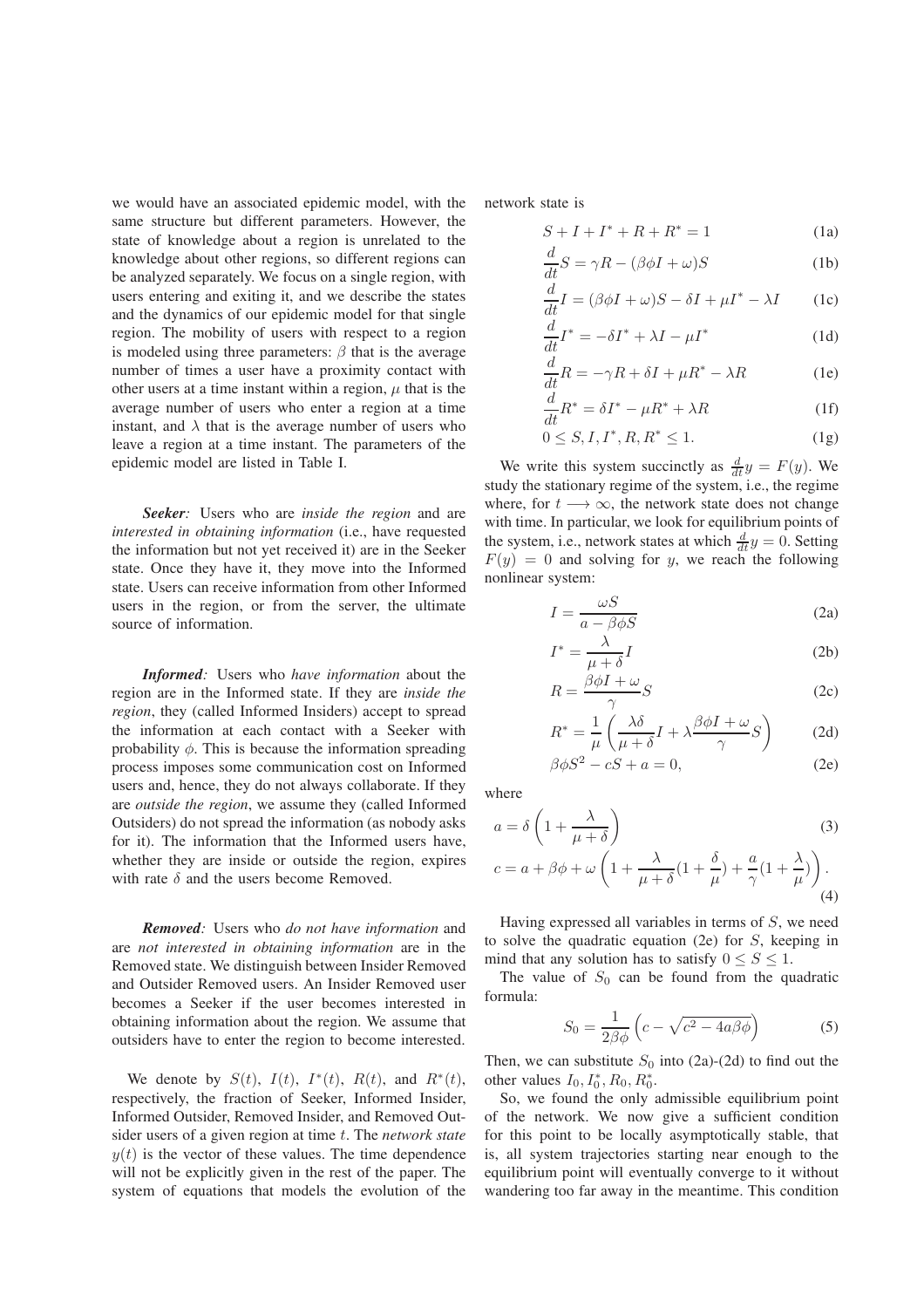we would have an associated epidemic model, with the same structure but different parameters. However, the state of knowledge about a region is unrelated to the knowledge about other regions, so different regions can be analyzed separately. We focus on a single region, with users entering and exiting it, and we describe the states and the dynamics of our epidemic model for that single region. The mobility of users with respect to a region is modeled using three parameters: $\beta$ that is the average number of times a user have a proximity contact with other users at a time instant within a region, $\mu$ that is the average number of users who enter a region at a time instant, and $\lambda$ that is the average number of users who leave a region at a time instant. The parameters of the epidemic model are listed in Table I.

***Seeker:*** Users who are *inside the region* and are *interested in obtaining information* (i.e., have requested the information but not yet received it) are in the Seeker state. Once they have it, they move into the Informed state. Users can receive information from other Informed users in the region, or from the server, the ultimate source of information.

***Informed:*** Users who *have information* about the region are in the Informed state. If they are *inside the region*, they (called Informed Insiders) accept to spread the information at each contact with a Seeker with probability $\phi$. This is because the information spreading process imposes some communication cost on Informed users and, hence, they do not always collaborate. If they are *outside the region*, we assume they (called Informed Outsiders) do not spread the information (as nobody asks for it). The information that the Informed users have, whether they are inside or outside the region, expires with rate $\delta$ and the users become Removed.

***Removed:*** Users who *do not have information* and are *not interested in obtaining information* are in the Removed state. We distinguish between Insider Removed and Outsider Removed users. An Insider Removed user becomes a Seeker if the user becomes interested in obtaining information about the region. We assume that outsiders have to enter the region to become interested.

We denote by $S(t)$, $I(t)$, $I^*(t)$, $R(t)$, and $R^*(t)$, respectively, the fraction of Seeker, Informed Insider, Informed Outsider, Removed Insider, and Removed Outsider users of a given region at time $t$. The *network state* $y(t)$ is the vector of these values. The time dependence will not be explicitly given in the rest of the paper. The system of equations that models the evolution of the network state is

$$S + I + I^* + R + R^* = 1 \tag{1a}$$

$$\frac{d}{dt}S = \gamma R - (\beta\phi I + \omega)S \tag{1b}$$

$$\frac{d}{dt}I = (\beta\phi I + \omega)S - \delta I + \mu I^* - \lambda I \tag{1c}$$

$$\frac{d}{dt}I^* = -\delta I^* + \lambda I - \mu I^* \tag{1d}$$

$$\frac{d}{dt}R = -\gamma R + \delta I + \mu R^* - \lambda R \tag{1e}$$

$$\frac{d}{dt}R^* = \delta I^* - \mu R^* + \lambda R \tag{1f}$$

$$0 \leq S, I, I^*, R, R^* \leq 1. \tag{1g}$$

We write this system succinctly as $\frac{d}{dt}y = F(y)$. We study the stationary regime of the system, i.e., the regime where, for $t \longrightarrow \infty$, the network state does not change with time. In particular, we look for equilibrium points of the system, i.e., network states at which $\frac{d}{dt}y = 0$. Setting $F(y) = 0$ and solving for $y$, we reach the following nonlinear system:

$$I = \frac{\omega S}{a - \beta\phi S} \tag{2a}$$

$$I^* = \frac{\lambda}{\mu + \delta} I \tag{2b}$$

$$R = \frac{\beta\phi I + \omega}{\gamma} S \tag{2c}$$

$$R^* = \frac{1}{\mu}\left(\frac{\lambda\delta}{\mu + \delta} I + \lambda \frac{\beta\phi I + \omega}{\gamma} S\right) \tag{2d}$$

$$\beta\phi S^2 - cS + a = 0, \tag{2e}$$

where

$$a = \delta\left(1 + \frac{\lambda}{\mu + \delta}\right) \tag{3}$$

$$c = a + \beta\phi + \omega\left(1 + \frac{\lambda}{\mu + \delta}(1 + \frac{\delta}{\mu}) + \frac{a}{\gamma}(1 + \frac{\lambda}{\mu})\right). \tag{4}$$

Having expressed all variables in terms of $S$, we need to solve the quadratic equation (2e) for $S$, keeping in mind that any solution has to satisfy $0 \leq S \leq 1$.

The value of $S_0$ can be found from the quadratic formula:

$$S_0 = \frac{1}{2\beta\phi}\left(c - \sqrt{c^2 - 4a\beta\phi}\right) \tag{5}$$

Then, we can substitute $S_0$ into (2a)-(2d) to find out the other values $I_0, I_0^*, R_0, R_0^*$.

So, we found the only admissible equilibrium point of the network. We now give a sufficient condition for this point to be locally asymptotically stable, that is, all system trajectories starting near enough to the equilibrium point will eventually converge to it without wandering too far away in the meantime. This condition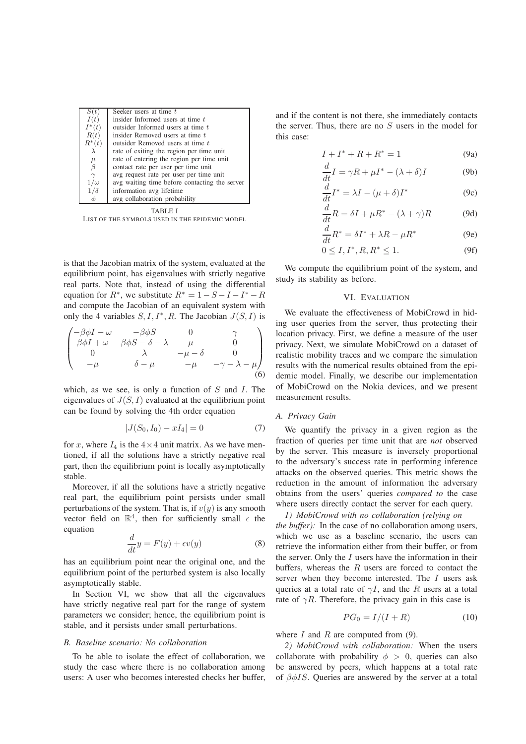| $S(t)$ | Seeker users at time $t$ |
| --- | --- |
| $I(t)$ | insider Informed users at time $t$ |
| $I^*(t)$ | outsider Informed users at time $t$ |
| $R(t)$ | insider Removed users at time $t$ |
| $R^*(t)$ | outsider Removed users at time $t$ |
| $\lambda$ | rate of exiting the region per time unit |
| $\mu$ | rate of entering the region per time unit |
| $\beta$ | contact rate per user per time unit |
| $\gamma$ | avg request rate per user per time unit |
| $1/\omega$ | avg waiting time before contacting the server |
| $1/\delta$ | information avg lifetime |
| $\phi$ | avg collaboration probability |

TABLE I
LIST OF THE SYMBOLS USED IN THE EPIDEMIC MODEL

is that the Jacobian matrix of the system, evaluated at the equilibrium point, has eigenvalues with strictly negative real parts. Note that, instead of using the differential equation for $R^*$, we substitute $R^* = 1 - S - I - I^* - R$ and compute the Jacobian of an equivalent system with only the 4 variables $S, I, I^*, R$. The Jacobian $J(S, I)$ is

$$\begin{pmatrix} -\beta\phi I - \omega & -\beta\phi S & 0 & \gamma \\ \beta\phi I + \omega & \beta\phi S - \delta - \lambda & \mu & 0 \\ 0 & \lambda & -\mu - \delta & 0 \\ -\mu & \delta - \mu & -\mu & -\gamma - \lambda - \mu \end{pmatrix} \tag{6}$$

which, as we see, is only a function of $S$ and $I$. The eigenvalues of $J(S, I)$ evaluated at the equilibrium point can be found by solving the 4th order equation

$$|J(S_0, I_0) - xI_4| = 0 \tag{7}$$

for $x$, where $I_4$ is the $4 \times 4$ unit matrix. As we have mentioned, if all the solutions have a strictly negative real part, then the equilibrium point is locally asymptotically stable.

Moreover, if all the solutions have a strictly negative real part, the equilibrium point persists under small perturbations of the system. That is, if $v(y)$ is any smooth vector field on $\mathbb{R}^4$, then for sufficiently small $\epsilon$ the equation

$$\frac{d}{dt} y = F(y) + \epsilon v(y) \tag{8}$$

has an equilibrium point near the original one, and the equilibrium point of the perturbed system is also locally asymptotically stable.

In Section VI, we show that all the eigenvalues have strictly negative real part for the range of system parameters we consider; hence, the equilibrium point is stable, and it persists under small perturbations.

### B. Baseline scenario: No collaboration

To be able to isolate the effect of collaboration, we study the case where there is no collaboration among users: A user who becomes interested checks her buffer, and if the content is not there, she immediately contacts the server. Thus, there are no $S$ users in the model for this case:

$$I + I^* + R + R^* = 1 \tag{9a}$$

$$\frac{d}{dt} I = \gamma R + \mu I^* - (\lambda + \delta) I \tag{9b}$$

$$\frac{d}{dt} I^* = \lambda I - (\mu + \delta) I^* \tag{9c}$$

$$\frac{d}{dt} R = \delta I + \mu R^* - (\lambda + \gamma) R \tag{9d}$$

$$\frac{d}{dt} R^* = \delta I^* + \lambda R - \mu R^* \tag{9e}$$

$$0 \leq I, I^*, R, R^* \leq 1. \tag{9f}$$

We compute the equilibrium point of the system, and study its stability as before.

## VI. Evaluation

We evaluate the effectiveness of MobiCrowd in hiding user queries from the server, thus protecting their location privacy. First, we define a measure of the user privacy. Next, we simulate MobiCrowd on a dataset of realistic mobility traces and we compare the simulation results with the numerical results obtained from the epidemic model. Finally, we describe our implementation of MobiCrowd on the Nokia devices, and we present measurement results.

### A. Privacy Gain

We quantify the privacy in a given region as the fraction of queries per time unit that are *not* observed by the server. This measure is inversely proportional to the adversary's success rate in performing inference attacks on the observed queries. This metric shows the reduction in the amount of information the adversary obtains from the users' queries *compared to* the case where users directly contact the server for each query.

*1) MobiCrowd with no collaboration (relying on the buffer):* In the case of no collaboration among users, which we use as a baseline scenario, the users can retrieve the information either from their buffer, or from the server. Only the $I$ users have the information in their buffers, whereas the $R$ users are forced to contact the server when they become interested. The $I$ users ask queries at a total rate of $\gamma I$, and the $R$ users at a total rate of $\gamma R$. Therefore, the privacy gain in this case is

$$PG_0 = I/(I + R) \tag{10}$$

where $I$ and $R$ are computed from (9).

*2) MobiCrowd with collaboration:* When the users collaborate with probability $\phi > 0$, queries can also be answered by peers, which happens at a total rate of $\beta\phi IS$. Queries are answered by the server at a total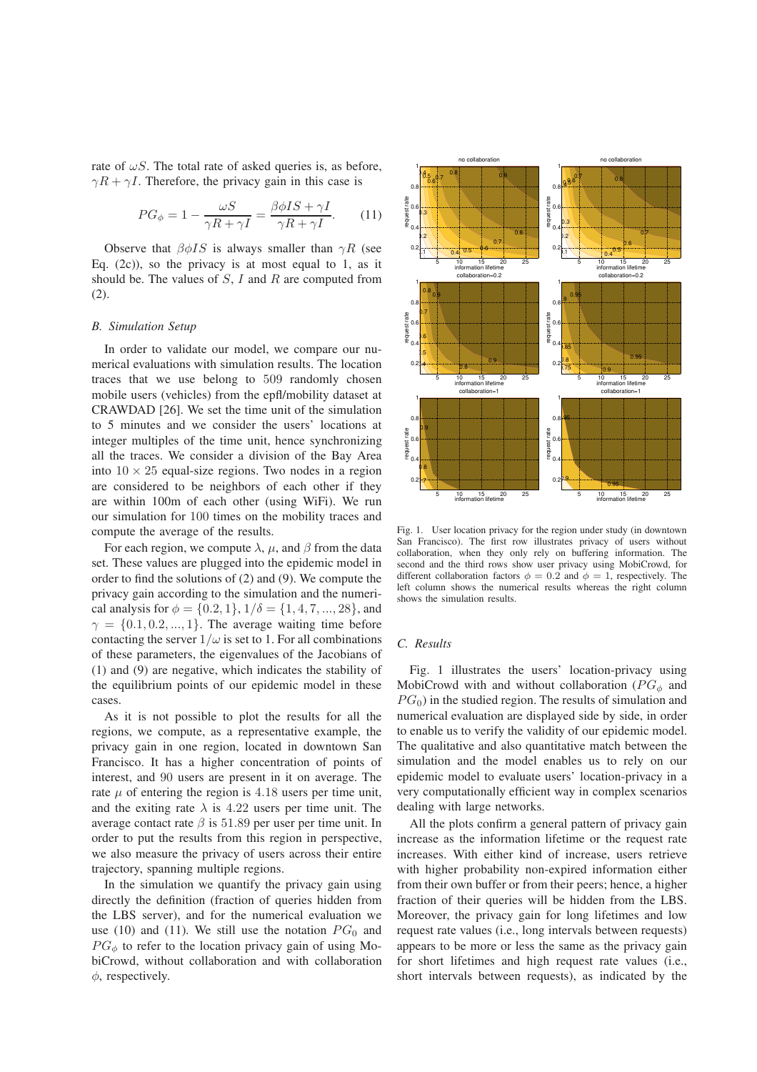rate of $\omega S$. The total rate of asked queries is, as before, $\gamma R + \gamma I$. Therefore, the privacy gain in this case is

$$PG_\phi = 1 - \frac{\omega S}{\gamma R + \gamma I} = \frac{\beta \phi I S + \gamma I}{\gamma R + \gamma I}. \quad (11)$$

Observe that $\beta \phi I S$ is always smaller than $\gamma R$ (see Eq. (2c)), so the privacy is at most equal to 1, as it should be. The values of $S$, $I$ and $R$ are computed from (2).

### B. Simulation Setup

In order to validate our model, we compare our numerical evaluations with simulation results. The location traces that we use belong to 509 randomly chosen mobile users (vehicles) from the epfl/mobility dataset at CRAWDAD [26]. We set the time unit of the simulation to 5 minutes and we consider the users' locations at integer multiples of the time unit, hence synchronizing all the traces. We consider a division of the Bay Area into $10 \times 25$ equal-size regions. Two nodes in a region are considered to be neighbors of each other if they are within 100m of each other (using WiFi). We run our simulation for 100 times on the mobility traces and compute the average of the results.

For each region, we compute $\lambda$, $\mu$, and $\beta$ from the data set. These values are plugged into the epidemic model in order to find the solutions of (2) and (9). We compute the privacy gain according to the simulation and the numerical analysis for $\phi = \{0.2, 1\}$, $1/\delta = \{1, 4, 7, ..., 28\}$, and $\gamma = \{0.1, 0.2, ..., 1\}$. The average waiting time before contacting the server $1/\omega$ is set to 1. For all combinations of these parameters, the eigenvalues of the Jacobians of (1) and (9) are negative, which indicates the stability of the equilibrium points of our epidemic model in these cases.

As it is not possible to plot the results for all the regions, we compute, as a representative example, the privacy gain in one region, located in downtown San Francisco. It has a higher concentration of points of interest, and 90 users are present in it on average. The rate $\mu$ of entering the region is 4.18 users per time unit, and the exiting rate $\lambda$ is 4.22 users per time unit. The average contact rate $\beta$ is 51.89 per user per time unit. In order to put the results from this region in perspective, we also measure the privacy of users across their entire trajectory, spanning multiple regions.

In the simulation we quantify the privacy gain using directly the definition (fraction of queries hidden from the LBS server), and for the numerical evaluation we use (10) and (11). We still use the notation $PG_0$ and $PG_\phi$ to refer to the location privacy gain of using MobiCrowd, without collaboration and with collaboration $\phi$, respectively.

Fig. 1. User location privacy for the region under study (in downtown San Francisco). The first row illustrates privacy of users without collaboration, when they only rely on buffering information. The second and the third rows show user privacy using MobiCrowd, for different collaboration factors $\phi = 0.2$ and $\phi = 1$, respectively. The left column shows the numerical results whereas the right column shows the simulation results.

### C. Results

Fig. 1 illustrates the users' location-privacy using MobiCrowd with and without collaboration ($PG_\phi$ and $PG_0$) in the studied region. The results of simulation and numerical evaluation are displayed side by side, in order to enable us to verify the validity of our epidemic model. The qualitative and also quantitative match between the simulation and the model enables us to rely on our epidemic model to evaluate users' location-privacy in a very computationally efficient way in complex scenarios dealing with large networks.

All the plots confirm a general pattern of privacy gain increase as the information lifetime or the request rate increases. With either kind of increase, users retrieve with higher probability non-expired information either from their own buffer or from their peers; hence, a higher fraction of their queries will be hidden from the LBS. Moreover, the privacy gain for long lifetimes and low request rate values (i.e., long intervals between requests) appears to be more or less the same as the privacy gain for short lifetimes and high request rate values (i.e., short intervals between requests), as indicated by the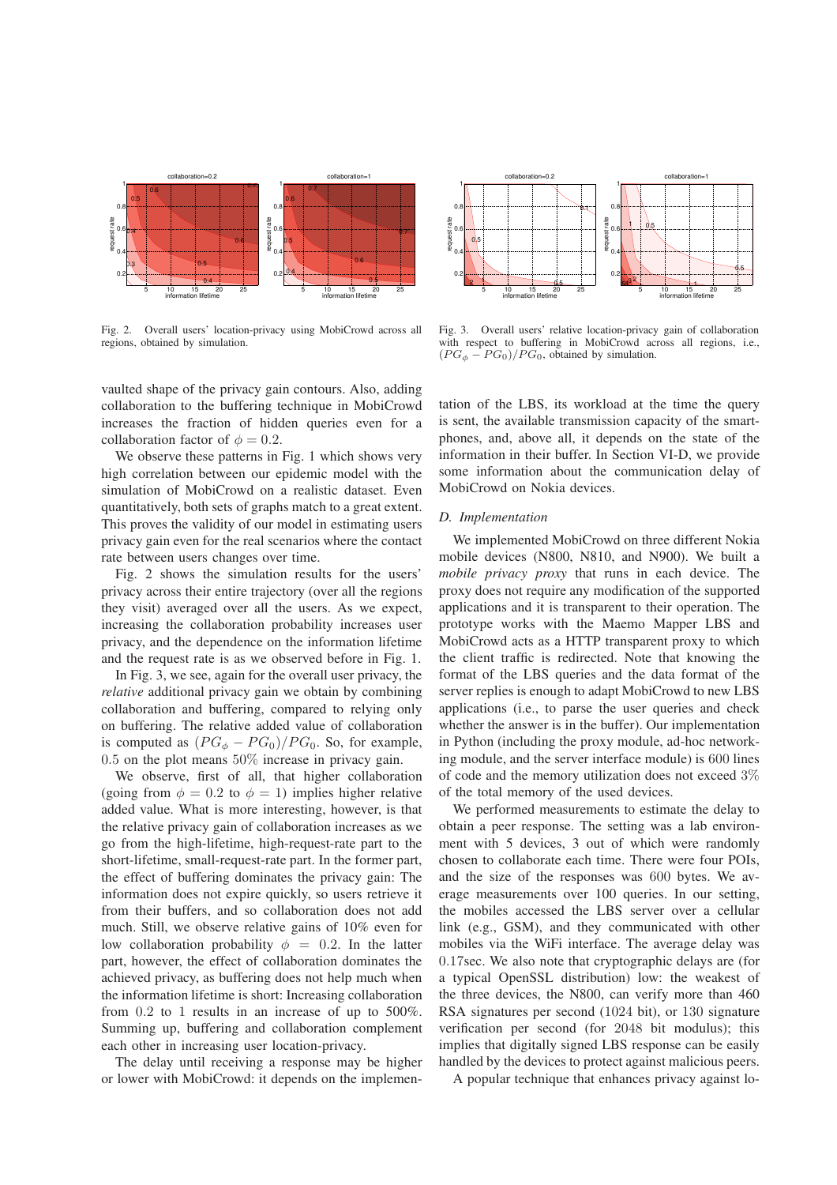Fig. 2. Overall users' location-privacy using MobiCrowd across all regions, obtained by simulation.

Fig. 3. Overall users' relative location-privacy gain of collaboration with respect to buffering in MobiCrowd across all regions, i.e., $(PG_\phi - PG_0)/PG_0$, obtained by simulation.

vaulted shape of the privacy gain contours. Also, adding collaboration to the buffering technique in MobiCrowd increases the fraction of hidden queries even for a collaboration factor of $\phi = 0.2$.

We observe these patterns in Fig. 1 which shows very high correlation between our epidemic model with the simulation of MobiCrowd on a realistic dataset. Even quantitatively, both sets of graphs match to a great extent. This proves the validity of our model in estimating users privacy gain even for the real scenarios where the contact rate between users changes over time.

Fig. 2 shows the simulation results for the users' privacy across their entire trajectory (over all the regions they visit) averaged over all the users. As we expect, increasing the collaboration probability increases user privacy, and the dependence on the information lifetime and the request rate is as we observed before in Fig. 1.

In Fig. 3, we see, again for the overall user privacy, the *relative* additional privacy gain we obtain by combining collaboration and buffering, compared to relying only on buffering. The relative added value of collaboration is computed as $(PG_\phi - PG_0)/PG_0$. So, for example, $0.5$ on the plot means $50\%$ increase in privacy gain.

We observe, first of all, that higher collaboration (going from $\phi = 0.2$ to $\phi = 1$) implies higher relative added value. What is more interesting, however, is that the relative privacy gain of collaboration increases as we go from the high-lifetime, high-request-rate part to the short-lifetime, small-request-rate part. In the former part, the effect of buffering dominates the privacy gain: The information does not expire quickly, so users retrieve it from their buffers, and so collaboration does not add much. Still, we observe relative gains of 10% even for low collaboration probability $\phi = 0.2$. In the latter part, however, the effect of collaboration dominates the achieved privacy, as buffering does not help much when the information lifetime is short: Increasing collaboration from $0.2$ to $1$ results in an increase of up to 500%. Summing up, buffering and collaboration complement each other in increasing user location-privacy.

The delay until receiving a response may be higher or lower with MobiCrowd: it depends on the implementation of the LBS, its workload at the time the query is sent, the available transmission capacity of the smartphones, and, above all, it depends on the state of the information in their buffer. In Section VI-D, we provide some information about the communication delay of MobiCrowd on Nokia devices.

### D. Implementation

We implemented MobiCrowd on three different Nokia mobile devices (N800, N810, and N900). We built a *mobile privacy proxy* that runs in each device. The proxy does not require any modification of the supported applications and it is transparent to their operation. The prototype works with the Maemo Mapper LBS and MobiCrowd acts as a HTTP transparent proxy to which the client traffic is redirected. Note that knowing the format of the LBS queries and the data format of the server replies is enough to adapt MobiCrowd to new LBS applications (i.e., to parse the user queries and check whether the answer is in the buffer). Our implementation in Python (including the proxy module, ad-hoc networking module, and the server interface module) is $600$ lines of code and the memory utilization does not exceed $3\%$ of the total memory of the used devices.

We performed measurements to estimate the delay to obtain a peer response. The setting was a lab environment with 5 devices, 3 out of which were randomly chosen to collaborate each time. There were four POIs, and the size of the responses was $600$ bytes. We average measurements over 100 queries. In our setting, the mobiles accessed the LBS server over a cellular link (e.g., GSM), and they communicated with other mobiles via the WiFi interface. The average delay was $0.17$sec. We also note that cryptographic delays are (for a typical OpenSSL distribution) low: the weakest of the three devices, the N800, can verify more than $460$ RSA signatures per second ($1024$ bit), or $130$ signature verification per second (for $2048$ bit modulus); this implies that digitally signed LBS response can be easily handled by the devices to protect against malicious peers.

A popular technique that enhances privacy against lo-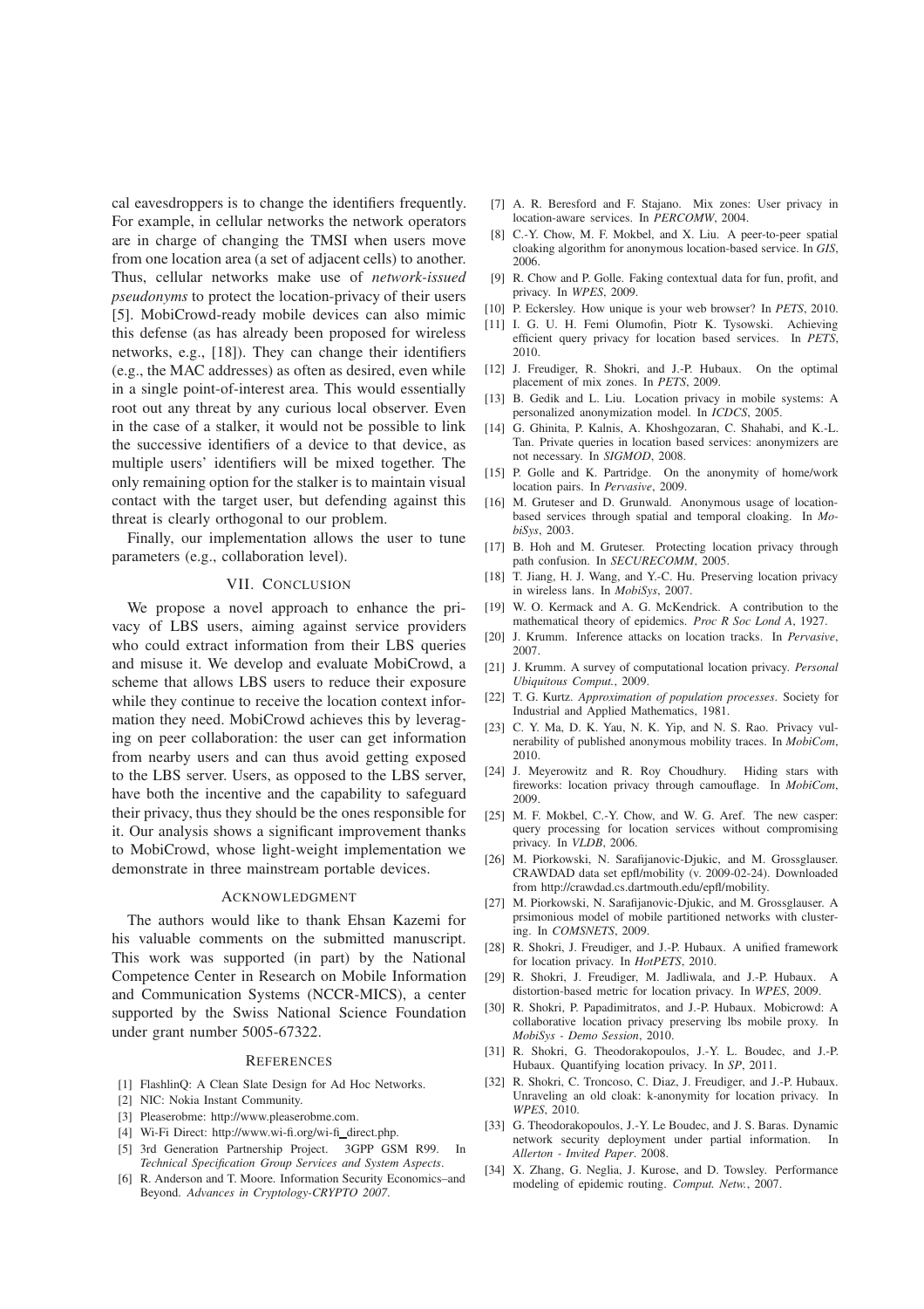cal eavesdroppers is to change the identifiers frequently. For example, in cellular networks the network operators are in charge of changing the TMSI when users move from one location area (a set of adjacent cells) to another. Thus, cellular networks make use of *network-issued pseudonyms* to protect the location-privacy of their users [5]. MobiCrowd-ready mobile devices can also mimic this defense (as has already been proposed for wireless networks, e.g., [18]). They can change their identifiers (e.g., the MAC addresses) as often as desired, even while in a single point-of-interest area. This would essentially root out any threat by any curious local observer. Even in the case of a stalker, it would not be possible to link the successive identifiers of a device to that device, as multiple users' identifiers will be mixed together. The only remaining option for the stalker is to maintain visual contact with the target user, but defending against this threat is clearly orthogonal to our problem.

Finally, our implementation allows the user to tune parameters (e.g., collaboration level).

## VII. Conclusion

We propose a novel approach to enhance the privacy of LBS users, aiming against service providers who could extract information from their LBS queries and misuse it. We develop and evaluate MobiCrowd, a scheme that allows LBS users to reduce their exposure while they continue to receive the location context information they need. MobiCrowd achieves this by leveraging on peer collaboration: the user can get information from nearby users and can thus avoid getting exposed to the LBS server. Users, as opposed to the LBS server, have both the incentive and the capability to safeguard their privacy, thus they should be the ones responsible for it. Our analysis shows a significant improvement thanks to MobiCrowd, whose light-weight implementation we demonstrate in three mainstream portable devices.

## Acknowledgment

The authors would like to thank Ehsan Kazemi for his valuable comments on the submitted manuscript. This work was supported (in part) by the National Competence Center in Research on Mobile Information and Communication Systems (NCCR-MICS), a center supported by the Swiss National Science Foundation under grant number 5005-67322.

## References

[1] FlashlinQ: A Clean Slate Design for Ad Hoc Networks.

[2] NIC: Nokia Instant Community.

[3] Pleaserobme: http://www.pleaserobme.com.

[4] Wi-Fi Direct: http://www.wi-fi.org/wi-fi_direct.php.

[5] 3rd Generation Partnership Project. 3GPP GSM R99. In *Technical Specification Group Services and System Aspects*.

[6] R. Anderson and T. Moore. Information Security Economics–and Beyond. *Advances in Cryptology-CRYPTO 2007*.

[7] A. R. Beresford and F. Stajano. Mix zones: User privacy in location-aware services. In *PERCOMW*, 2004.

[8] C.-Y. Chow, M. F. Mokbel, and X. Liu. A peer-to-peer spatial cloaking algorithm for anonymous location-based service. In *GIS*, 2006.

[9] R. Chow and P. Golle. Faking contextual data for fun, profit, and privacy. In *WPES*, 2009.

[10] P. Eckersley. How unique is your web browser? In *PETS*, 2010.

[11] I. G. U. H. Femi Olumofin, Piotr K. Tysowski. Achieving efficient query privacy for location based services. In *PETS*, 2010.

[12] J. Freudiger, R. Shokri, and J.-P. Hubaux. On the optimal placement of mix zones. In *PETS*, 2009.

[13] B. Gedik and L. Liu. Location privacy in mobile systems: A personalized anonymization model. In *ICDCS*, 2005.

[14] G. Ghinita, P. Kalnis, A. Khoshgozaran, C. Shahabi, and K.-L. Tan. Private queries in location based services: anonymizers are not necessary. In *SIGMOD*, 2008.

[15] P. Golle and K. Partridge. On the anonymity of home/work location pairs. In *Pervasive*, 2009.

[16] M. Gruteser and D. Grunwald. Anonymous usage of location-based services through spatial and temporal cloaking. In *MobiSys*, 2003.

[17] B. Hoh and M. Gruteser. Protecting location privacy through path confusion. In *SECURECOMM*, 2005.

[18] T. Jiang, H. J. Wang, and Y.-C. Hu. Preserving location privacy in wireless lans. In *MobiSys*, 2007.

[19] W. O. Kermack and A. G. McKendrick. A contribution to the mathematical theory of epidemics. *Proc R Soc Lond A*, 1927.

[20] J. Krumm. Inference attacks on location tracks. In *Pervasive*, 2007.

[21] J. Krumm. A survey of computational location privacy. *Personal Ubiquitous Comput.*, 2009.

[22] T. G. Kurtz. *Approximation of population processes*. Society for Industrial and Applied Mathematics, 1981.

[23] C. Y. Ma, D. K. Yau, N. K. Yip, and N. S. Rao. Privacy vulnerability of published anonymous mobility traces. In *MobiCom*, 2010.

[24] J. Meyerowitz and R. Roy Choudhury. Hiding stars with fireworks: location privacy through camouflage. In *MobiCom*, 2009.

[25] M. F. Mokbel, C.-Y. Chow, and W. G. Aref. The new casper: query processing for location services without compromising privacy. In *VLDB*, 2006.

[26] M. Piorkowski, N. Sarafijanovic-Djukic, and M. Grossglauser. CRAWDAD data set epfl/mobility (v. 2009-02-24). Downloaded from http://crawdad.cs.dartmouth.edu/epfl/mobility.

[27] M. Piorkowski, N. Sarafijanovic-Djukic, and M. Grossglauser. A prsimonious model of mobile partitioned networks with clustering. In *COMSNETS*, 2009.

[28] R. Shokri, J. Freudiger, and J.-P. Hubaux. A unified framework for location privacy. In *HotPETS*, 2010.

[29] R. Shokri, J. Freudiger, M. Jadliwala, and J.-P. Hubaux. A distortion-based metric for location privacy. In *WPES*, 2009.

[30] R. Shokri, P. Papadimitratos, and J.-P. Hubaux. Mobicrowd: A collaborative location privacy preserving lbs mobile proxy. In *MobiSys - Demo Session*, 2010.

[31] R. Shokri, G. Theodorakopoulos, J.-Y. L. Boudec, and J.-P. Hubaux. Quantifying location privacy. In *SP*, 2011.

[32] R. Shokri, C. Troncoso, C. Diaz, J. Freudiger, and J.-P. Hubaux. Unraveling an old cloak: k-anonymity for location privacy. In *WPES*, 2010.

[33] G. Theodorakopoulos, J.-Y. Le Boudec, and J. S. Baras. Dynamic network security deployment under partial information. In *Allerton - Invited Paper*. 2008.

[34] X. Zhang, G. Neglia, J. Kurose, and D. Towsley. Performance modeling of epidemic routing. *Comput. Netw.*, 2007.